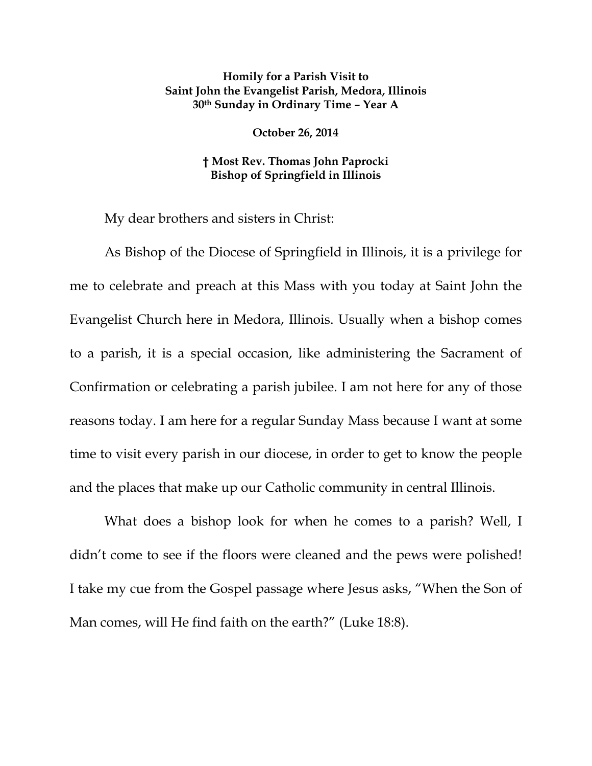**Homily for a Parish Visit to**
**Saint John the Evangelist Parish, Medora, Illinois**
**30th Sunday in Ordinary Time – Year A**

**October 26, 2014**

**† Most Rev. Thomas John Paprocki**
**Bishop of Springfield in Illinois**

My dear brothers and sisters in Christ:

As Bishop of the Diocese of Springfield in Illinois, it is a privilege for me to celebrate and preach at this Mass with you today at Saint John the Evangelist Church here in Medora, Illinois. Usually when a bishop comes to a parish, it is a special occasion, like administering the Sacrament of Confirmation or celebrating a parish jubilee. I am not here for any of those reasons today. I am here for a regular Sunday Mass because I want at some time to visit every parish in our diocese, in order to get to know the people and the places that make up our Catholic community in central Illinois.

What does a bishop look for when he comes to a parish? Well, I didn't come to see if the floors were cleaned and the pews were polished! I take my cue from the Gospel passage where Jesus asks, "When the Son of Man comes, will He find faith on the earth?" (Luke 18:8).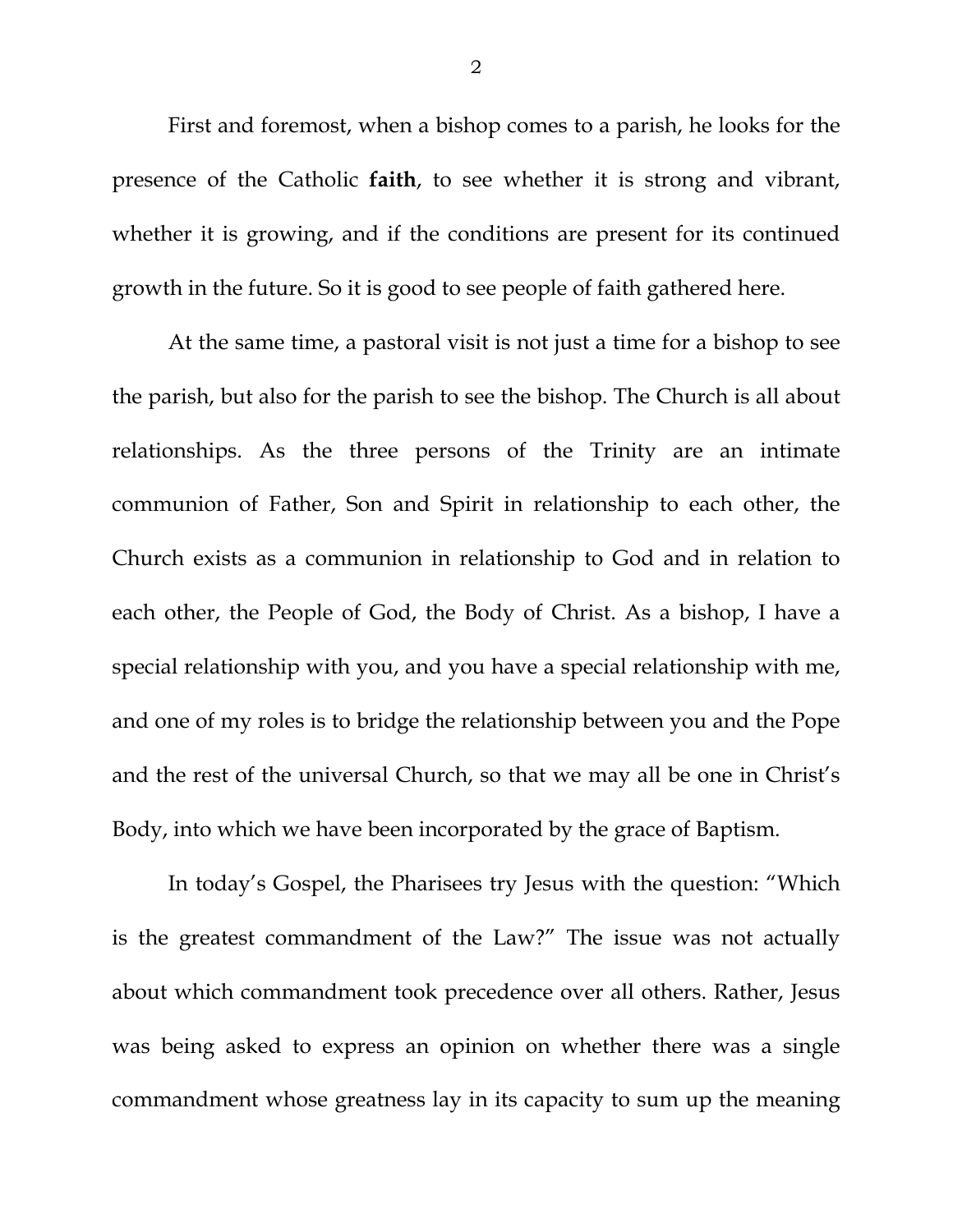First and foremost, when a bishop comes to a parish, he looks for the presence of the Catholic **faith**, to see whether it is strong and vibrant, whether it is growing, and if the conditions are present for its continued growth in the future. So it is good to see people of faith gathered here.

At the same time, a pastoral visit is not just a time for a bishop to see the parish, but also for the parish to see the bishop. The Church is all about relationships. As the three persons of the Trinity are an intimate communion of Father, Son and Spirit in relationship to each other, the Church exists as a communion in relationship to God and in relation to each other, the People of God, the Body of Christ. As a bishop, I have a special relationship with you, and you have a special relationship with me, and one of my roles is to bridge the relationship between you and the Pope and the rest of the universal Church, so that we may all be one in Christ's Body, into which we have been incorporated by the grace of Baptism.

In today's Gospel, the Pharisees try Jesus with the question: "Which is the greatest commandment of the Law?" The issue was not actually about which commandment took precedence over all others. Rather, Jesus was being asked to express an opinion on whether there was a single commandment whose greatness lay in its capacity to sum up the meaning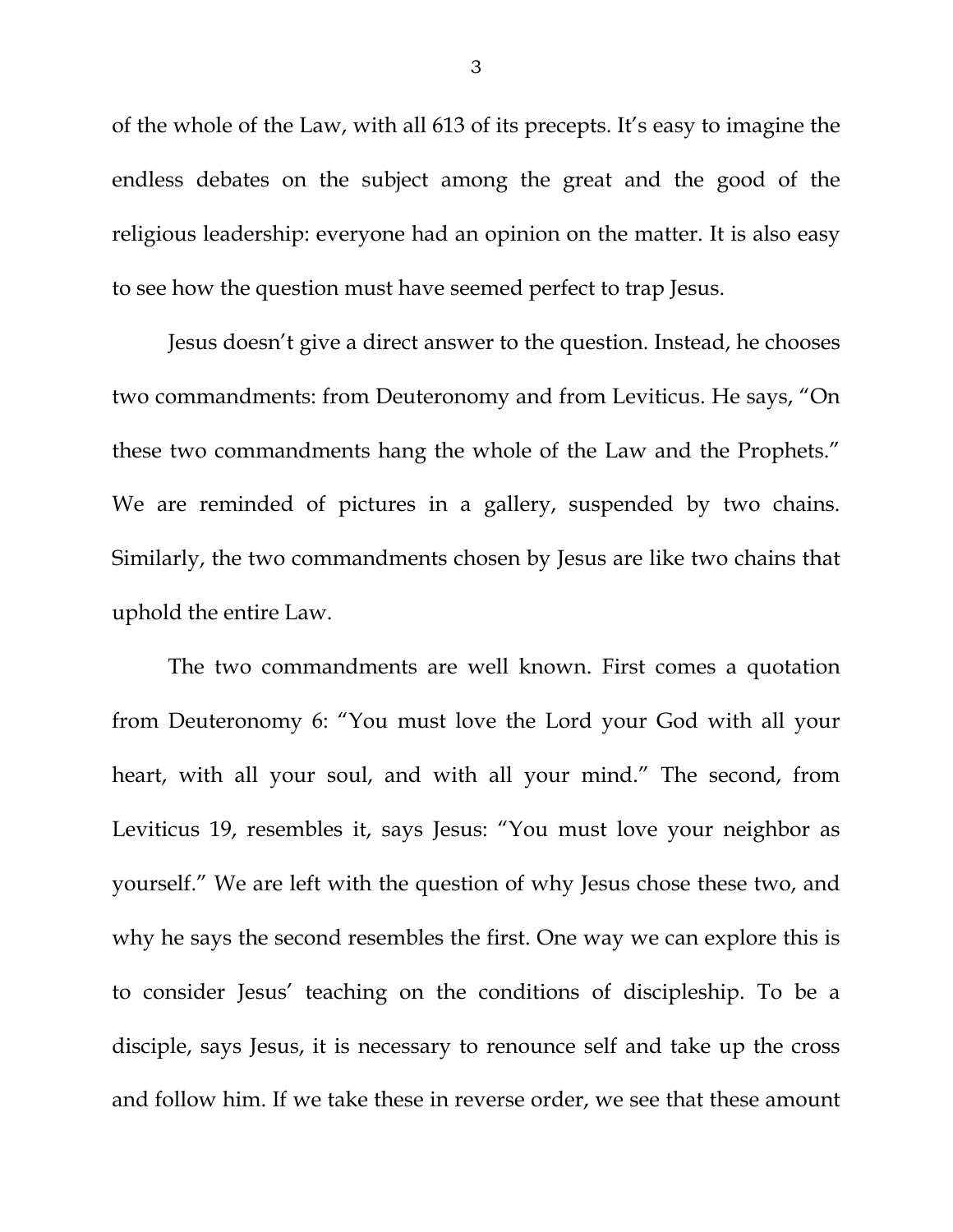of the whole of the Law, with all 613 of its precepts. It's easy to imagine the endless debates on the subject among the great and the good of the religious leadership: everyone had an opinion on the matter. It is also easy to see how the question must have seemed perfect to trap Jesus.

Jesus doesn't give a direct answer to the question. Instead, he chooses two commandments: from Deuteronomy and from Leviticus. He says, "On these two commandments hang the whole of the Law and the Prophets." We are reminded of pictures in a gallery, suspended by two chains. Similarly, the two commandments chosen by Jesus are like two chains that uphold the entire Law.

The two commandments are well known. First comes a quotation from Deuteronomy 6: "You must love the Lord your God with all your heart, with all your soul, and with all your mind." The second, from Leviticus 19, resembles it, says Jesus: "You must love your neighbor as yourself." We are left with the question of why Jesus chose these two, and why he says the second resembles the first. One way we can explore this is to consider Jesus' teaching on the conditions of discipleship. To be a disciple, says Jesus, it is necessary to renounce self and take up the cross and follow him. If we take these in reverse order, we see that these amount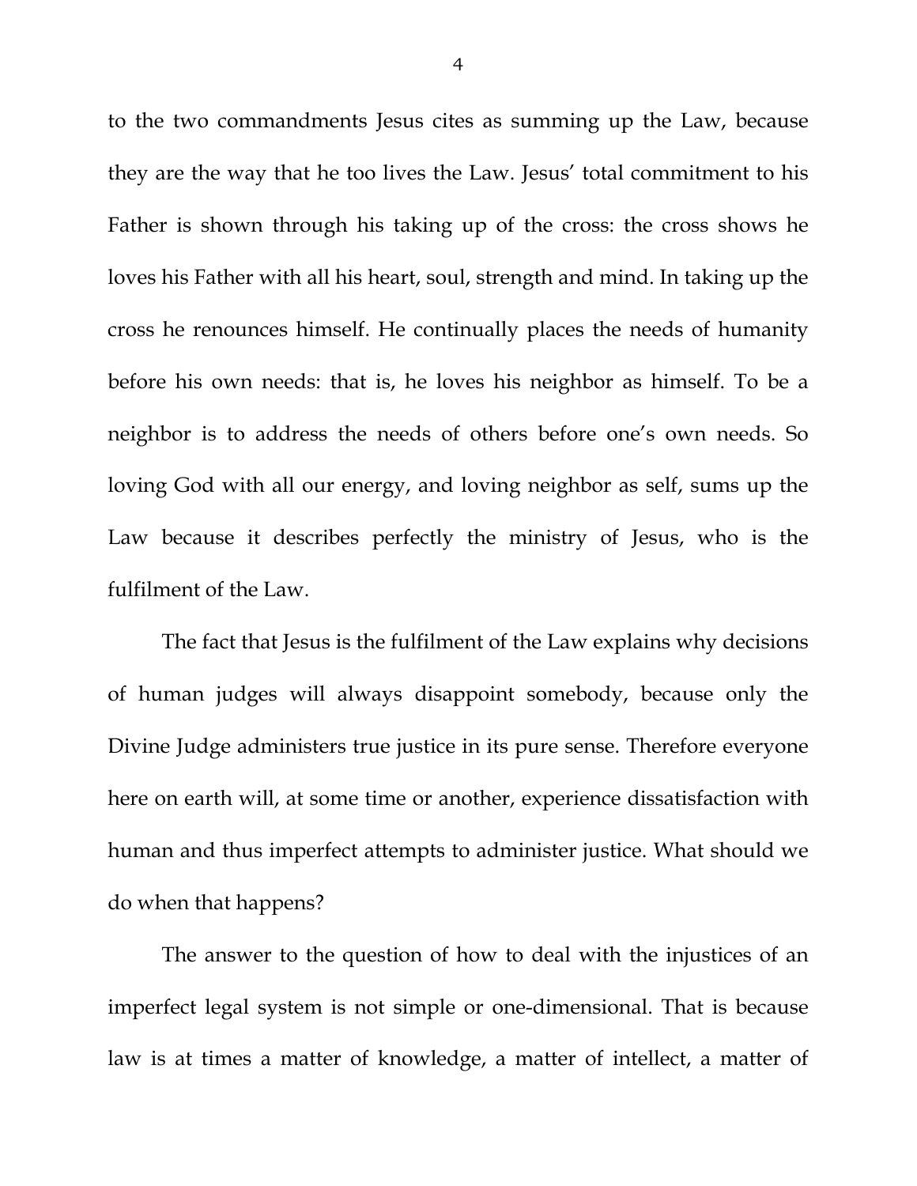to the two commandments Jesus cites as summing up the Law, because they are the way that he too lives the Law. Jesus' total commitment to his Father is shown through his taking up of the cross: the cross shows he loves his Father with all his heart, soul, strength and mind. In taking up the cross he renounces himself. He continually places the needs of humanity before his own needs: that is, he loves his neighbor as himself. To be a neighbor is to address the needs of others before one's own needs. So loving God with all our energy, and loving neighbor as self, sums up the Law because it describes perfectly the ministry of Jesus, who is the fulfilment of the Law.

The fact that Jesus is the fulfilment of the Law explains why decisions of human judges will always disappoint somebody, because only the Divine Judge administers true justice in its pure sense. Therefore everyone here on earth will, at some time or another, experience dissatisfaction with human and thus imperfect attempts to administer justice. What should we do when that happens?

The answer to the question of how to deal with the injustices of an imperfect legal system is not simple or one-dimensional. That is because law is at times a matter of knowledge, a matter of intellect, a matter of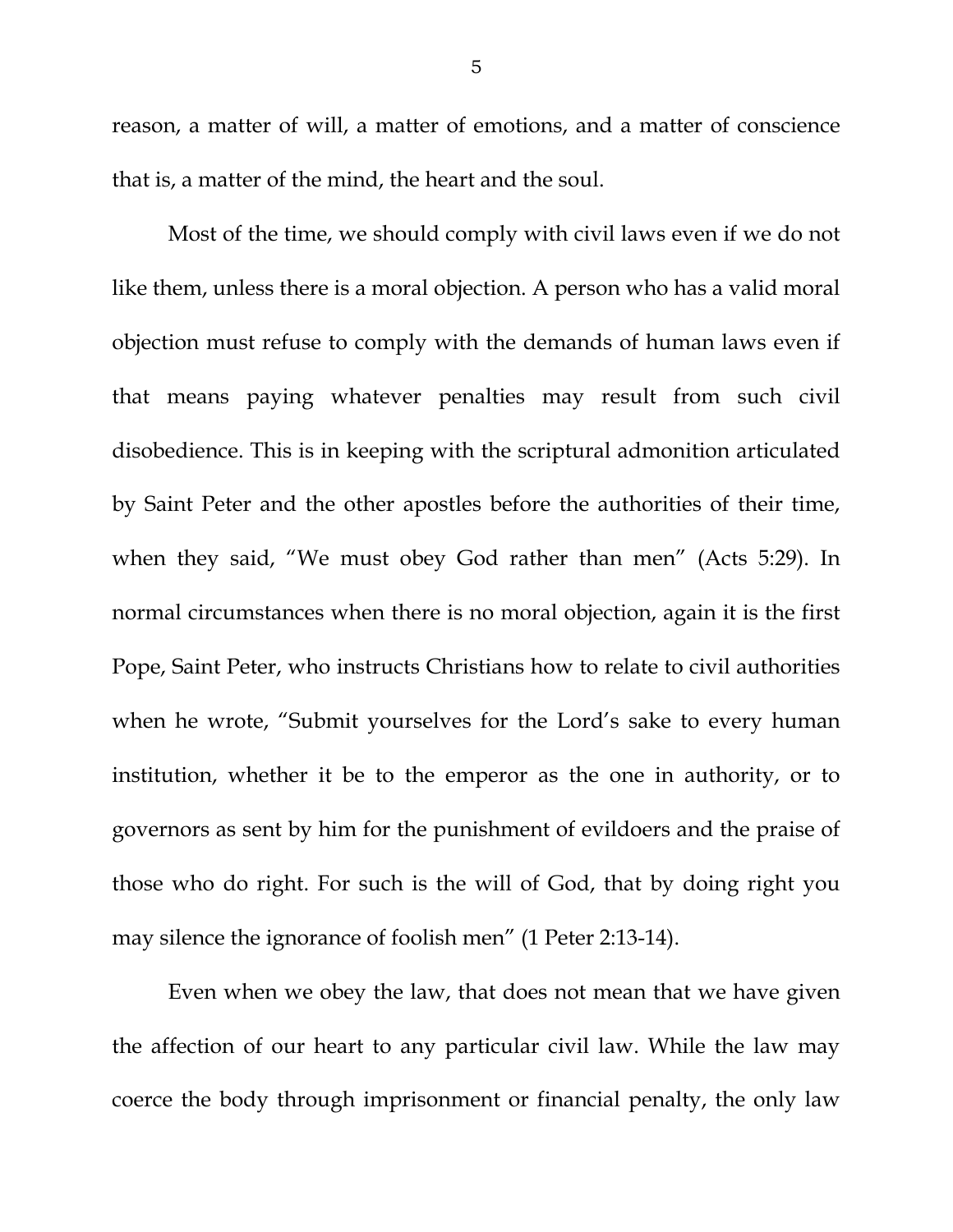reason, a matter of will, a matter of emotions, and a matter of conscience that is, a matter of the mind, the heart and the soul.

Most of the time, we should comply with civil laws even if we do not like them, unless there is a moral objection. A person who has a valid moral objection must refuse to comply with the demands of human laws even if that means paying whatever penalties may result from such civil disobedience. This is in keeping with the scriptural admonition articulated by Saint Peter and the other apostles before the authorities of their time, when they said, "We must obey God rather than men" (Acts 5:29). In normal circumstances when there is no moral objection, again it is the first Pope, Saint Peter, who instructs Christians how to relate to civil authorities when he wrote, "Submit yourselves for the Lord's sake to every human institution, whether it be to the emperor as the one in authority, or to governors as sent by him for the punishment of evildoers and the praise of those who do right. For such is the will of God, that by doing right you may silence the ignorance of foolish men" (1 Peter 2:13-14).

Even when we obey the law, that does not mean that we have given the affection of our heart to any particular civil law. While the law may coerce the body through imprisonment or financial penalty, the only law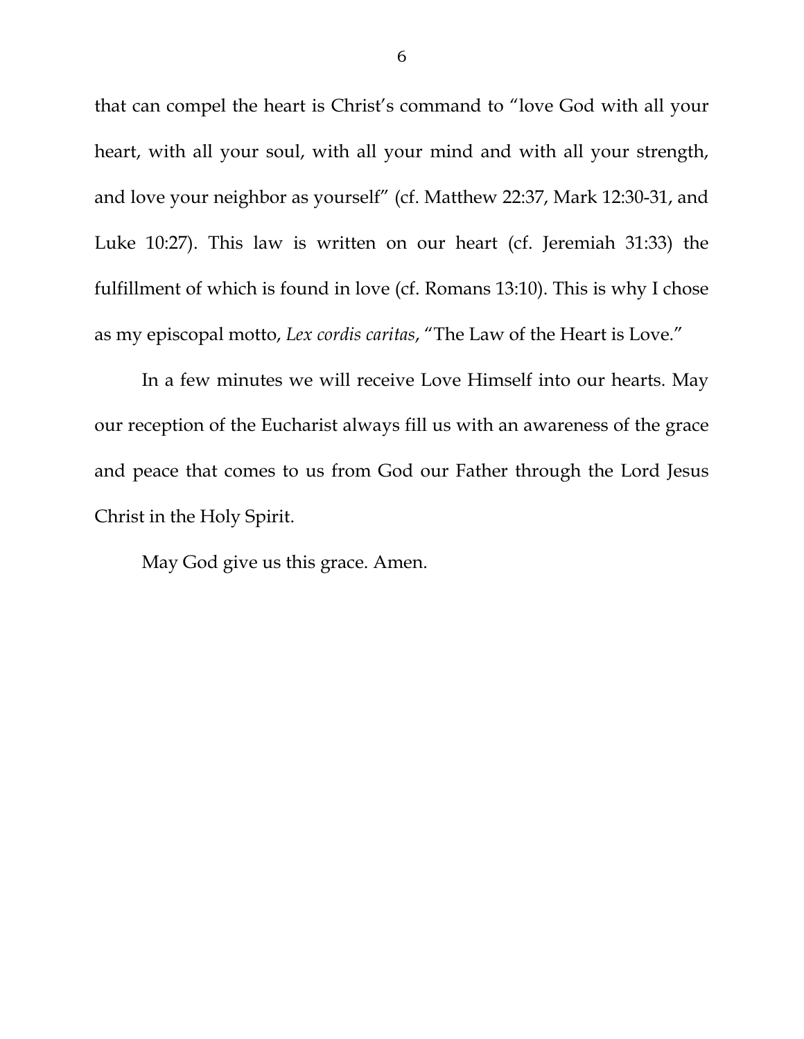that can compel the heart is Christ's command to "love God with all your heart, with all your soul, with all your mind and with all your strength, and love your neighbor as yourself" (cf. Matthew 22:37, Mark 12:30-31, and Luke 10:27). This law is written on our heart (cf. Jeremiah 31:33) the fulfillment of which is found in love (cf. Romans 13:10). This is why I chose as my episcopal motto, *Lex cordis caritas*, "The Law of the Heart is Love."

In a few minutes we will receive Love Himself into our hearts. May our reception of the Eucharist always fill us with an awareness of the grace and peace that comes to us from God our Father through the Lord Jesus Christ in the Holy Spirit.

May God give us this grace. Amen.